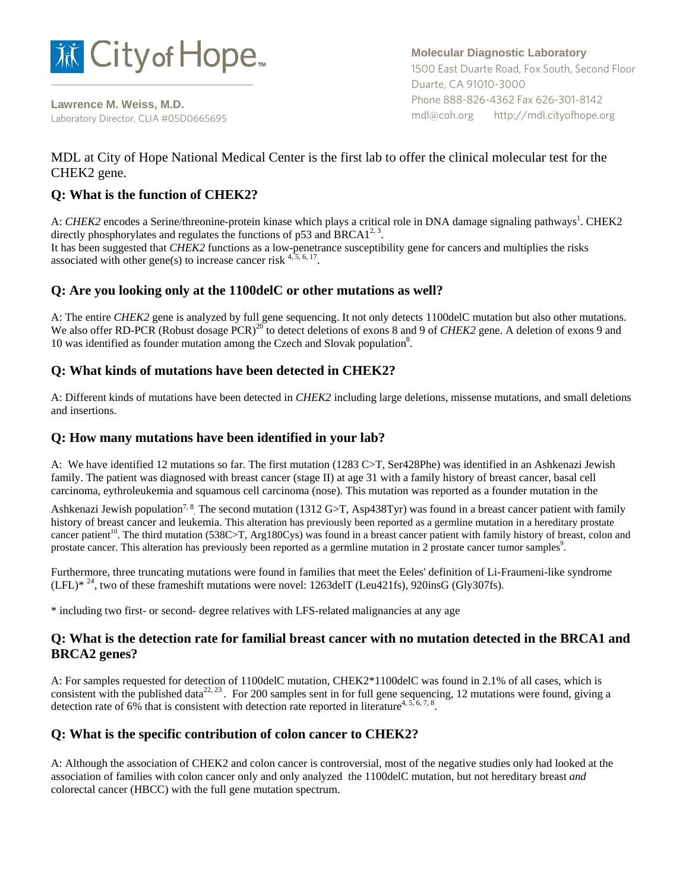City of Hope

**Lawrence M. Weiss, M.D.**
Laboratory Director, CLIA #05D0665695

**Molecular Diagnostic Laboratory**
1500 East Duarte Road, Fox South, Second Floor
Duarte, CA 91010-3000
Phone 888-826-4362 Fax 626-301-8142
mdl@coh.org http://mdl.cityofhope.org

MDL at City of Hope National Medical Center is the first lab to offer the clinical molecular test for the CHEK2 gene.

## Q: What is the function of CHEK2?

A: *CHEK2* encodes a Serine/threonine-protein kinase which plays a critical role in DNA damage signaling pathways[1]. CHEK2 directly phosphorylates and regulates the functions of p53 and BRCA1[2, 3].
It has been suggested that *CHEK2* functions as a low-penetrance susceptibility gene for cancers and multiplies the risks associated with other gene(s) to increase cancer risk [4, 5, 6, 17].

## Q: Are you looking only at the 1100delC or other mutations as well?

A: The entire *CHEK2* gene is analyzed by full gene sequencing. It not only detects 1100delC mutation but also other mutations. We also offer RD-PCR (Robust dosage PCR)[20] to detect deletions of exons 8 and 9 of *CHEK2* gene. A deletion of exons 9 and 10 was identified as founder mutation among the Czech and Slovak population[8].

## Q: What kinds of mutations have been detected in CHEK2?

A: Different kinds of mutations have been detected in *CHEK2* including large deletions, missense mutations, and small deletions and insertions.

## Q: How many mutations have been identified in your lab?

A: We have identified 12 mutations so far. The first mutation (1283 C>T, Ser428Phe) was identified in an Ashkenazi Jewish family. The patient was diagnosed with breast cancer (stage II) at age 31 with a family history of breast cancer, basal cell carcinoma, eythroleukemia and squamous cell carcinoma (nose). This mutation was reported as a founder mutation in the Ashkenazi Jewish population[7, 8]. The second mutation (1312 G>T, Asp438Tyr) was found in a breast cancer patient with family history of breast cancer and leukemia. This alteration has previously been reported as a germline mutation in a hereditary prostate cancer patient[10]. The third mutation (538C>T, Arg180Cys) was found in a breast cancer patient with family history of breast, colon and prostate cancer. This alteration has previously been reported as a germline mutation in 2 prostate cancer tumor samples[9].

Furthermore, three truncating mutations were found in families that meet the Eeles' definition of Li-Fraumeni-like syndrome (LFL)* [24], two of these frameshift mutations were novel: 1263delT (Leu421fs), 920insG (Gly307fs).

* including two first- or second- degree relatives with LFS-related malignancies at any age

## Q: What is the detection rate for familial breast cancer with no mutation detected in the BRCA1 and BRCA2 genes?

A: For samples requested for detection of 1100delC mutation, CHEK2*1100delC was found in 2.1% of all cases, which is consistent with the published data[22, 23]. For 200 samples sent in for full gene sequencing, 12 mutations were found, giving a detection rate of 6% that is consistent with detection rate reported in literature[4, 5, 6, 7, 8].

## Q: What is the specific contribution of colon cancer to CHEK2?

A: Although the association of CHEK2 and colon cancer is controversial, most of the negative studies only had looked at the association of families with colon cancer only and only analyzed the 1100delC mutation, but not hereditary breast *and* colorectal cancer (HBCC) with the full gene mutation spectrum.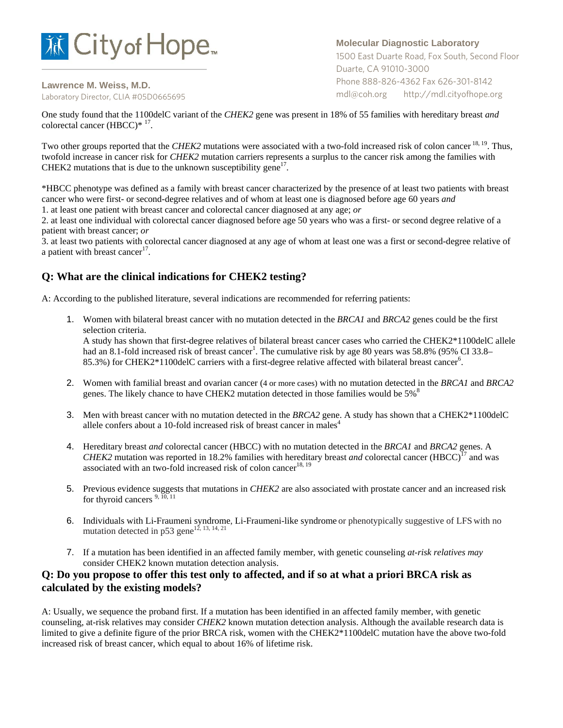One study found that the 1100delC variant of the *CHEK2* gene was present in 18% of 55 families with hereditary breast *and* colorectal cancer (HBCC)* [17].

Two other groups reported that the *CHEK2* mutations were associated with a two-fold increased risk of colon cancer [18, 19]. Thus, twofold increase in cancer risk for *CHEK2* mutation carriers represents a surplus to the cancer risk among the families with CHEK2 mutations that is due to the unknown susceptibility gene[17].

*HBCC phenotype was defined as a family with breast cancer characterized by the presence of at least two patients with breast cancer who were first- or second-degree relatives and of whom at least one is diagnosed before age 60 years *and*
1. at least one patient with breast cancer and colorectal cancer diagnosed at any age; *or*
2. at least one individual with colorectal cancer diagnosed before age 50 years who was a first- or second degree relative of a patient with breast cancer; *or*
3. at least two patients with colorectal cancer diagnosed at any age of whom at least one was a first or second-degree relative of a patient with breast cancer[17].

## Q: What are the clinical indications for CHEK2 testing?

A: According to the published literature, several indications are recommended for referring patients:

1. Women with bilateral breast cancer with no mutation detected in the *BRCA1* and *BRCA2* genes could be the first selection criteria.
   A study has shown that first-degree relatives of bilateral breast cancer cases who carried the CHEK2*1100delC allele had an 8.1-fold increased risk of breast cancer[1]. The cumulative risk by age 80 years was 58.8% (95% CI 33.8–85.3%) for CHEK2*1100delC carriers with a first-degree relative affected with bilateral breast cancer[6].

2. Women with familial breast and ovarian cancer (4 or more cases) with no mutation detected in the *BRCA1* and *BRCA2* genes. The likely chance to have CHEK2 mutation detected in those families would be 5%[8]

3. Men with breast cancer with no mutation detected in the *BRCA2* gene. A study has shown that a CHEK2*1100delC allele confers about a 10-fold increased risk of breast cancer in males[4]

4. Hereditary breast *and* colorectal cancer (HBCC) with no mutation detected in the *BRCA1* and *BRCA2* genes. A *CHEK2* mutation was reported in 18.2% families with hereditary breast *and* colorectal cancer (HBCC)[17] and was associated with an two-fold increased risk of colon cancer[18, 19]

5. Previous evidence suggests that mutations in *CHEK2* are also associated with prostate cancer and an increased risk for thyroid cancers [9, 10, 11]

6. Individuals with Li-Fraumeni syndrome, Li-Fraumeni-like syndrome or phenotypically suggestive of LFS with no mutation detected in p53 gene[12, 13, 14, 21]

7. If a mutation has been identified in an affected family member, with genetic counseling *at-risk relatives may* consider CHEK2 known mutation detection analysis.

## Q: Do you propose to offer this test only to affected, and if so at what a priori BRCA risk as calculated by the existing models?

A: Usually, we sequence the proband first. If a mutation has been identified in an affected family member, with genetic counseling, at-risk relatives may consider *CHEK2* known mutation detection analysis. Although the available research data is limited to give a definite figure of the prior BRCA risk, women with the CHEK2*1100delC mutation have the above two-fold increased risk of breast cancer, which equal to about 16% of lifetime risk.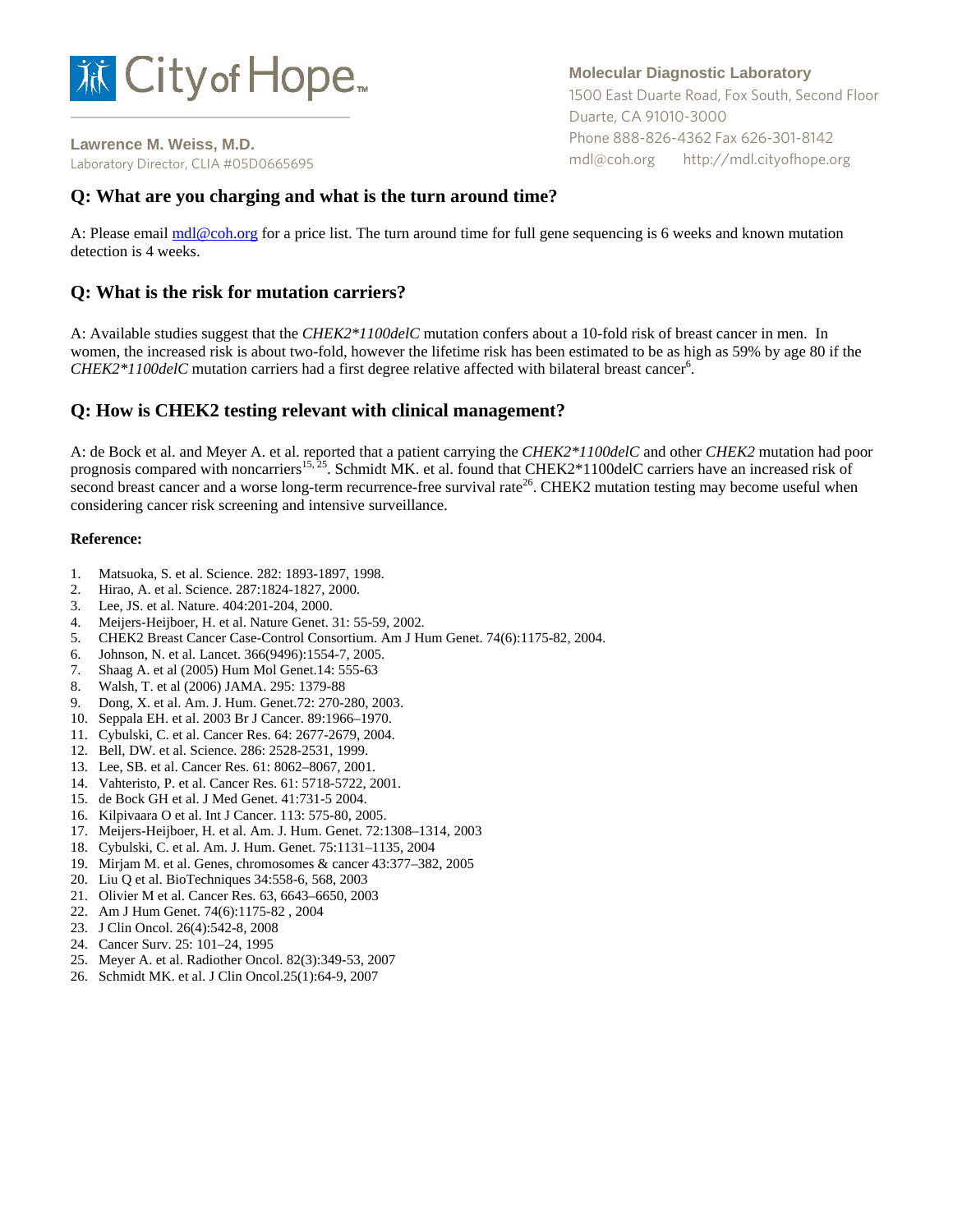City of Hope

**Lawrence M. Weiss, M.D.**
Laboratory Director, CLIA #05D0665695

**Molecular Diagnostic Laboratory**
1500 East Duarte Road, Fox South, Second Floor
Duarte, CA 91010-3000
Phone 888-826-4362 Fax 626-301-8142
mdl@coh.org http://mdl.cityofhope.org

## Q: What are you charging and what is the turn around time?

A: Please email mdl@coh.org for a price list. The turn around time for full gene sequencing is 6 weeks and known mutation detection is 4 weeks.

## Q: What is the risk for mutation carriers?

A: Available studies suggest that the *CHEK2*1100delC* mutation confers about a 10-fold risk of breast cancer in men. In women, the increased risk is about two-fold, however the lifetime risk has been estimated to be as high as 59% by age 80 if the *CHEK2*1100delC* mutation carriers had a first degree relative affected with bilateral breast cancer[6].

## Q: How is CHEK2 testing relevant with clinical management?

A: de Bock et al. and Meyer A. et al. reported that a patient carrying the *CHEK2*1100delC* and other *CHEK2* mutation had poor prognosis compared with noncarriers[15, 25]. Schmidt MK. et al. found that CHEK2*1100delC carriers have an increased risk of second breast cancer and a worse long-term recurrence-free survival rate[26]. CHEK2 mutation testing may become useful when considering cancer risk screening and intensive surveillance.

**Reference:**

1. Matsuoka, S. et al. Science. 282: 1893-1897, 1998.
2. Hirao, A. et al. Science. 287:1824-1827, 2000.
3. Lee, JS. et al. Nature. 404:201-204, 2000.
4. Meijers-Heijboer, H. et al. Nature Genet. 31: 55-59, 2002.
5. CHEK2 Breast Cancer Case-Control Consortium. Am J Hum Genet. 74(6):1175-82, 2004.
6. Johnson, N. et al. Lancet. 366(9496):1554-7, 2005.
7. Shaag A. et al (2005) Hum Mol Genet.14: 555-63
8. Walsh, T. et al (2006) JAMA. 295: 1379-88
9. Dong, X. et al. Am. J. Hum. Genet.72: 270-280, 2003.
10. Seppala EH. et al. 2003 Br J Cancer. 89:1966–1970.
11. Cybulski, C. et al. Cancer Res. 64: 2677-2679, 2004.
12. Bell, DW. et al. Science. 286: 2528-2531, 1999.
13. Lee, SB. et al. Cancer Res. 61: 8062–8067, 2001.
14. Vahteristo, P. et al. Cancer Res. 61: 5718-5722, 2001.
15. de Bock GH et al. J Med Genet. 41:731-5 2004.
16. Kilpivaara O et al. Int J Cancer. 113: 575-80, 2005.
17. Meijers-Heijboer, H. et al. Am. J. Hum. Genet. 72:1308–1314, 2003
18. Cybulski, C. et al. Am. J. Hum. Genet. 75:1131–1135, 2004
19. Mirjam M. et al. Genes, chromosomes & cancer 43:377–382, 2005
20. Liu Q et al. BioTechniques 34:558-6, 568, 2003
21. Olivier M et al. Cancer Res. 63, 6643–6650, 2003
22. Am J Hum Genet. 74(6):1175-82 , 2004
23. J Clin Oncol. 26(4):542-8, 2008
24. Cancer Surv. 25: 101–24, 1995
25. Meyer A. et al. Radiother Oncol. 82(3):349-53, 2007
26. Schmidt MK. et al. J Clin Oncol.25(1):64-9, 2007